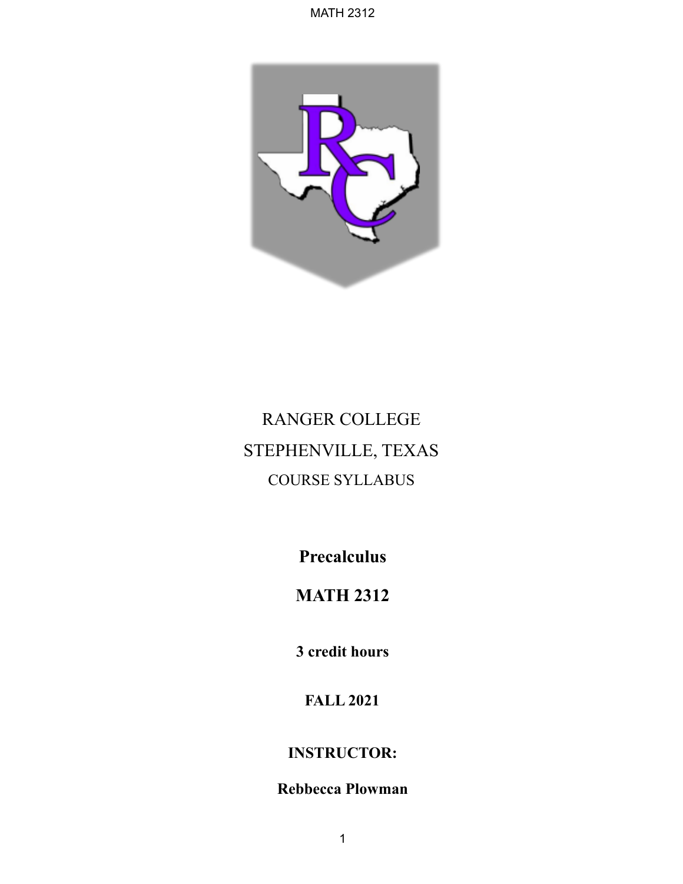RANGER COLLEGE

STEPHENVILLE, TEXAS

COURSE SYLLABUS

# Precalculus

# MATH 2312

**3 credit hours**

**FALL 2021**

**INSTRUCTOR:**

**Rebbecca Plowman**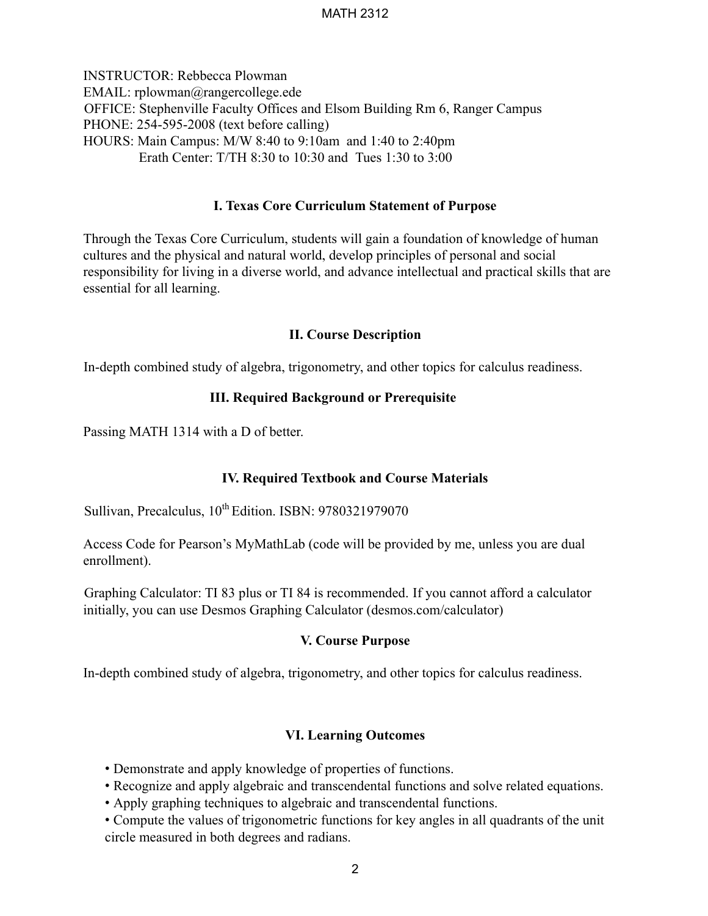INSTRUCTOR: Rebbecca Plowman
EMAIL: rplowman@rangercollege.ede
OFFICE: Stephenville Faculty Offices and Elsom Building Rm 6, Ranger Campus
PHONE: 254-595-2008 (text before calling)
HOURS: Main Campus: M/W 8:40 to 9:10am and 1:40 to 2:40pm
Erath Center: T/TH 8:30 to 10:30 and Tues 1:30 to 3:00

## I. Texas Core Curriculum Statement of Purpose

Through the Texas Core Curriculum, students will gain a foundation of knowledge of human cultures and the physical and natural world, develop principles of personal and social responsibility for living in a diverse world, and advance intellectual and practical skills that are essential for all learning.

## II. Course Description

In-depth combined study of algebra, trigonometry, and other topics for calculus readiness.

## III. Required Background or Prerequisite

Passing MATH 1314 with a D of better.

## IV. Required Textbook and Course Materials

Sullivan, Precalculus, 10th Edition. ISBN: 9780321979070

Access Code for Pearson's MyMathLab (code will be provided by me, unless you are dual enrollment).

Graphing Calculator: TI 83 plus or TI 84 is recommended. If you cannot afford a calculator initially, you can use Desmos Graphing Calculator (desmos.com/calculator)

## V. Course Purpose

In-depth combined study of algebra, trigonometry, and other topics for calculus readiness.

## VI. Learning Outcomes

- Demonstrate and apply knowledge of properties of functions.
- Recognize and apply algebraic and transcendental functions and solve related equations.
- Apply graphing techniques to algebraic and transcendental functions.
- Compute the values of trigonometric functions for key angles in all quadrants of the unit circle measured in both degrees and radians.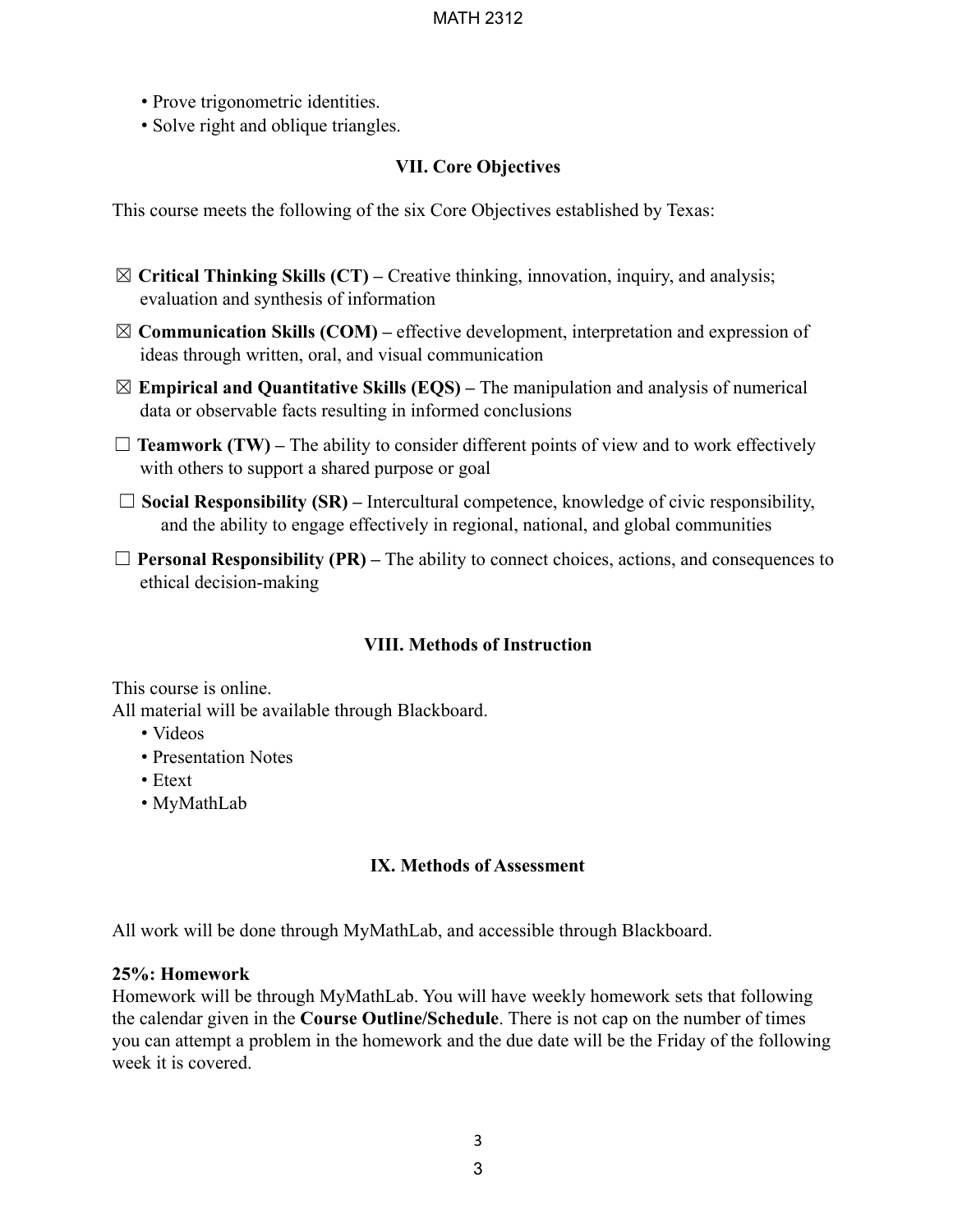- Prove trigonometric identities.
- Solve right and oblique triangles.

## VII. Core Objectives

This course meets the following of the six Core Objectives established by Texas:

☒ **Critical Thinking Skills (CT) –** Creative thinking, innovation, inquiry, and analysis; evaluation and synthesis of information

☒ **Communication Skills (COM) –** effective development, interpretation and expression of ideas through written, oral, and visual communication

☒ **Empirical and Quantitative Skills (EQS) –** The manipulation and analysis of numerical data or observable facts resulting in informed conclusions

☐ **Teamwork (TW) –** The ability to consider different points of view and to work effectively with others to support a shared purpose or goal

☐ **Social Responsibility (SR) –** Intercultural competence, knowledge of civic responsibility, and the ability to engage effectively in regional, national, and global communities

☐ **Personal Responsibility (PR) –** The ability to connect choices, actions, and consequences to ethical decision-making

## VIII. Methods of Instruction

This course is online.
All material will be available through Blackboard.

- Videos
- Presentation Notes
- Etext
- MyMathLab

## IX. Methods of Assessment

All work will be done through MyMathLab, and accessible through Blackboard.

**25%: Homework**
Homework will be through MyMathLab. You will have weekly homework sets that following the calendar given in the **Course Outline/Schedule**. There is not cap on the number of times you can attempt a problem in the homework and the due date will be the Friday of the following week it is covered.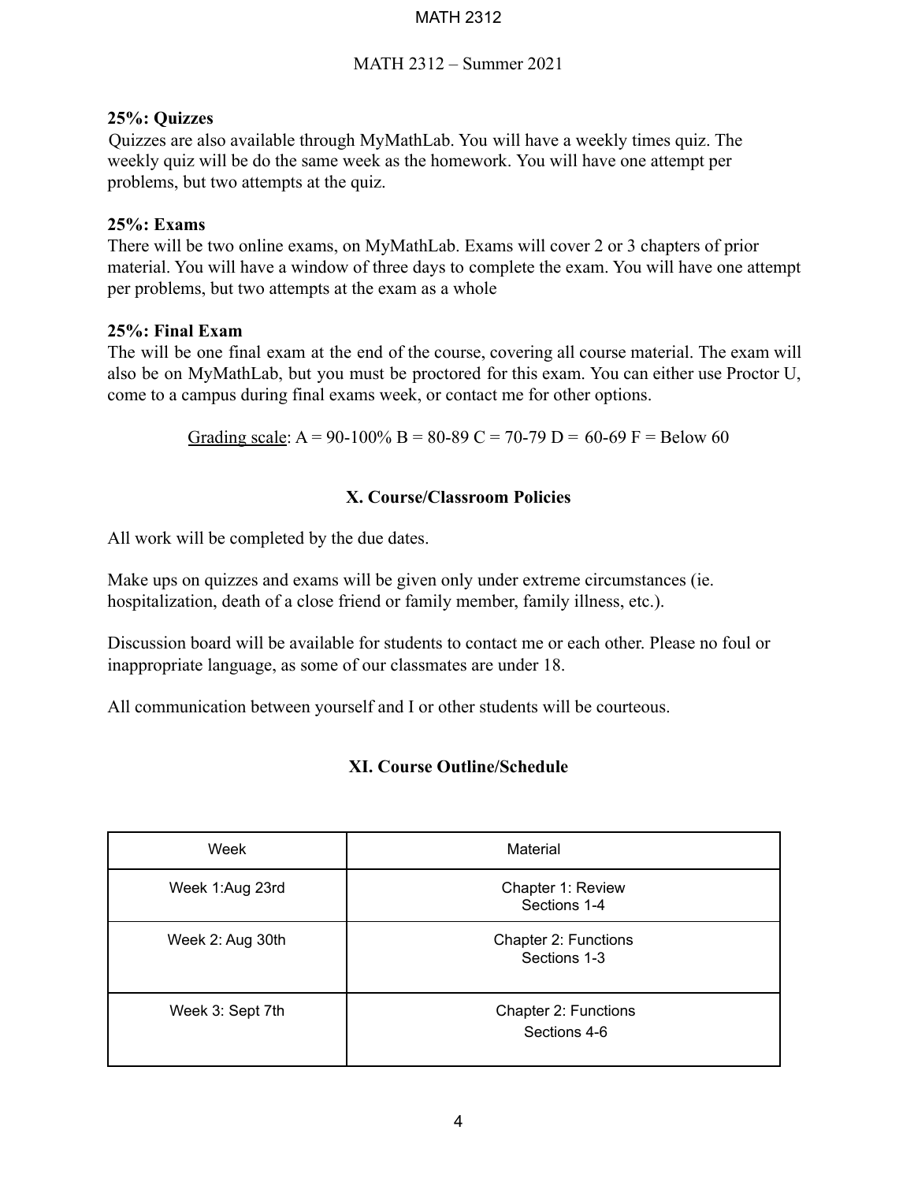**25%: Quizzes**

Quizzes are also available through MyMathLab. You will have a weekly times quiz. The weekly quiz will be do the same week as the homework. You will have one attempt per problems, but two attempts at the quiz.

**25%: Exams**

There will be two online exams, on MyMathLab. Exams will cover 2 or 3 chapters of prior material. You will have a window of three days to complete the exam. You will have one attempt per problems, but two attempts at the exam as a whole

**25%: Final Exam**

The will be one final exam at the end of the course, covering all course material. The exam will also be on MyMathLab, but you must be proctored for this exam. You can either use Proctor U, come to a campus during final exams week, or contact me for other options.

Grading scale: A = 90-100% B = 80-89 C = 70-79 D = 60-69 F = Below 60

## X. Course/Classroom Policies

All work will be completed by the due dates.

Make ups on quizzes and exams will be given only under extreme circumstances (ie. hospitalization, death of a close friend or family member, family illness, etc.).

Discussion board will be available for students to contact me or each other. Please no foul or inappropriate language, as some of our classmates are under 18.

All communication between yourself and I or other students will be courteous.

## XI. Course Outline/Schedule

| Week | Material |
| --- | --- |
| Week 1:Aug 23rd | Chapter 1: Review<br>Sections 1-4 |
| Week 2: Aug 30th | Chapter 2: Functions<br>Sections 1-3 |
| Week 3: Sept 7th | Chapter 2: Functions<br>Sections 4-6 |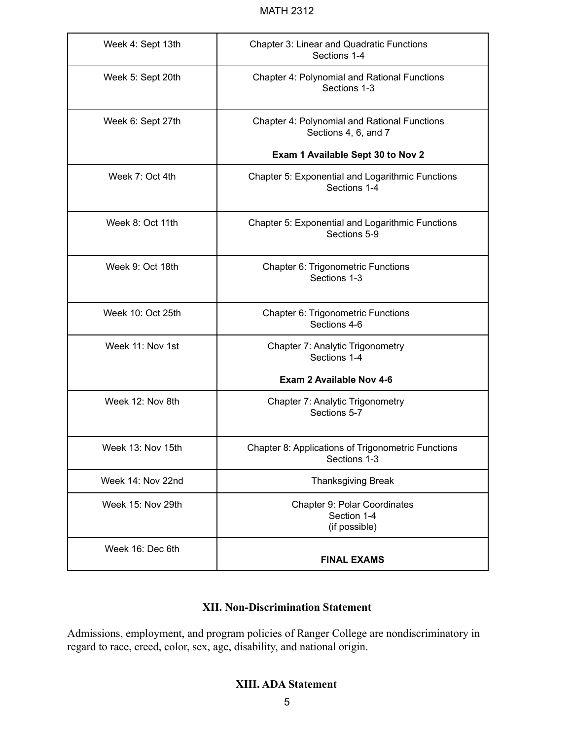| Week 4: Sept 13th | Chapter 3: Linear and Quadratic Functions<br>Sections 1-4 |
|---|---|
| Week 5: Sept 20th | Chapter 4: Polynomial and Rational Functions<br>Sections 1-3 |
| Week 6: Sept 27th | Chapter 4: Polynomial and Rational Functions<br>Sections 4, 6, and 7<br>**Exam 1 Available Sept 30 to Nov 2** |
| Week 7: Oct 4th | Chapter 5: Exponential and Logarithmic Functions<br>Sections 1-4 |
| Week 8: Oct 11th | Chapter 5: Exponential and Logarithmic Functions<br>Sections 5-9 |
| Week 9: Oct 18th | Chapter 6: Trigonometric Functions<br>Sections 1-3 |
| Week 10: Oct 25th | Chapter 6: Trigonometric Functions<br>Sections 4-6 |
| Week 11: Nov 1st | Chapter 7: Analytic Trigonometry<br>Sections 1-4<br>**Exam 2 Available Nov 4-6** |
| Week 12: Nov 8th | Chapter 7: Analytic Trigonometry<br>Sections 5-7 |
| Week 13: Nov 15th | Chapter 8: Applications of Trigonometric Functions<br>Sections 1-3 |
| Week 14: Nov 22nd | Thanksgiving Break |
| Week 15: Nov 29th | Chapter 9: Polar Coordinates<br>Section 1-4<br>(if possible) |
| Week 16: Dec 6th | **FINAL EXAMS** |

## XII. Non-Discrimination Statement

Admissions, employment, and program policies of Ranger College are nondiscriminatory in regard to race, creed, color, sex, age, disability, and national origin.

## XIII. ADA Statement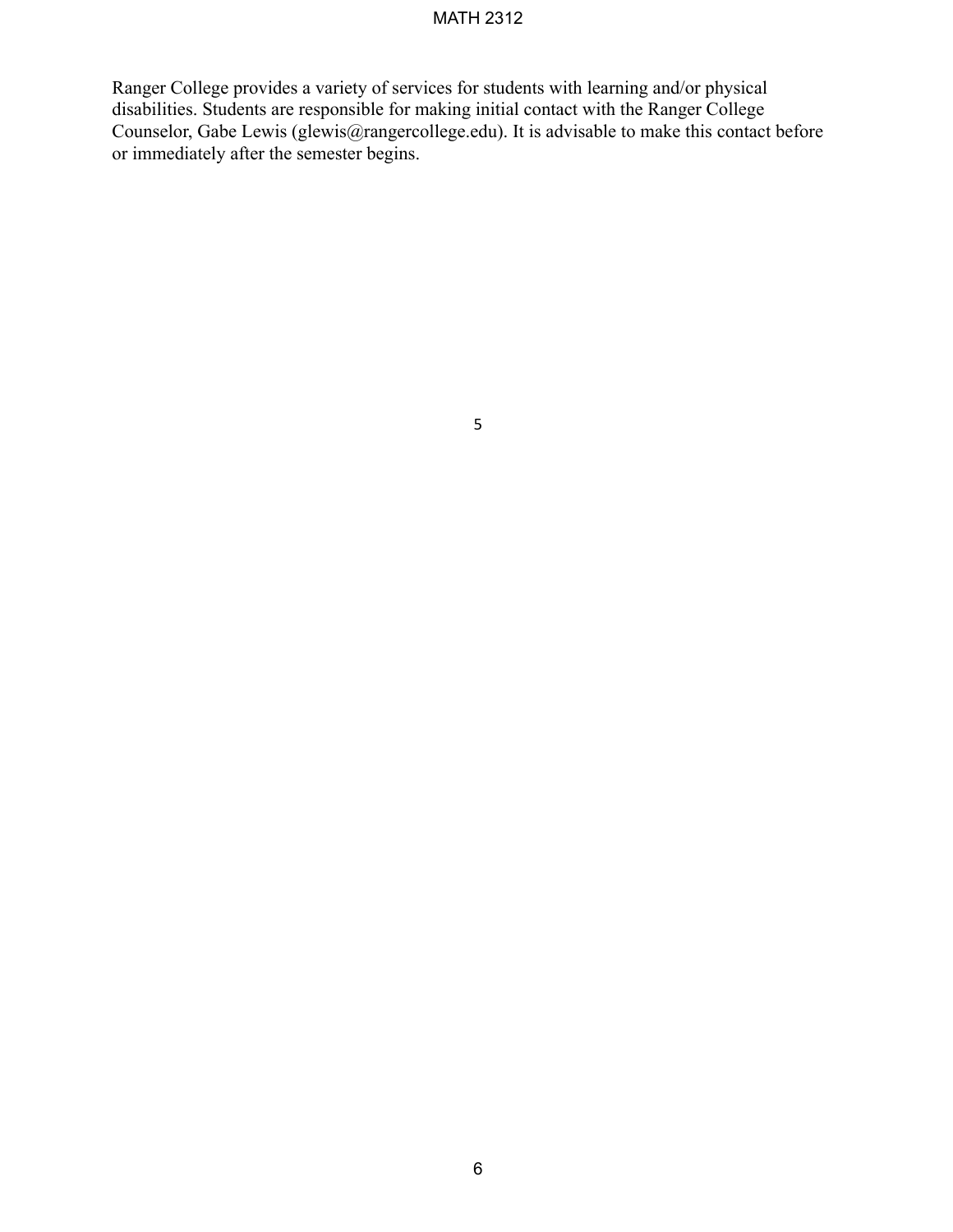Ranger College provides a variety of services for students with learning and/or physical disabilities. Students are responsible for making initial contact with the Ranger College Counselor, Gabe Lewis (glewis@rangercollege.edu). It is advisable to make this contact before or immediately after the semester begins.